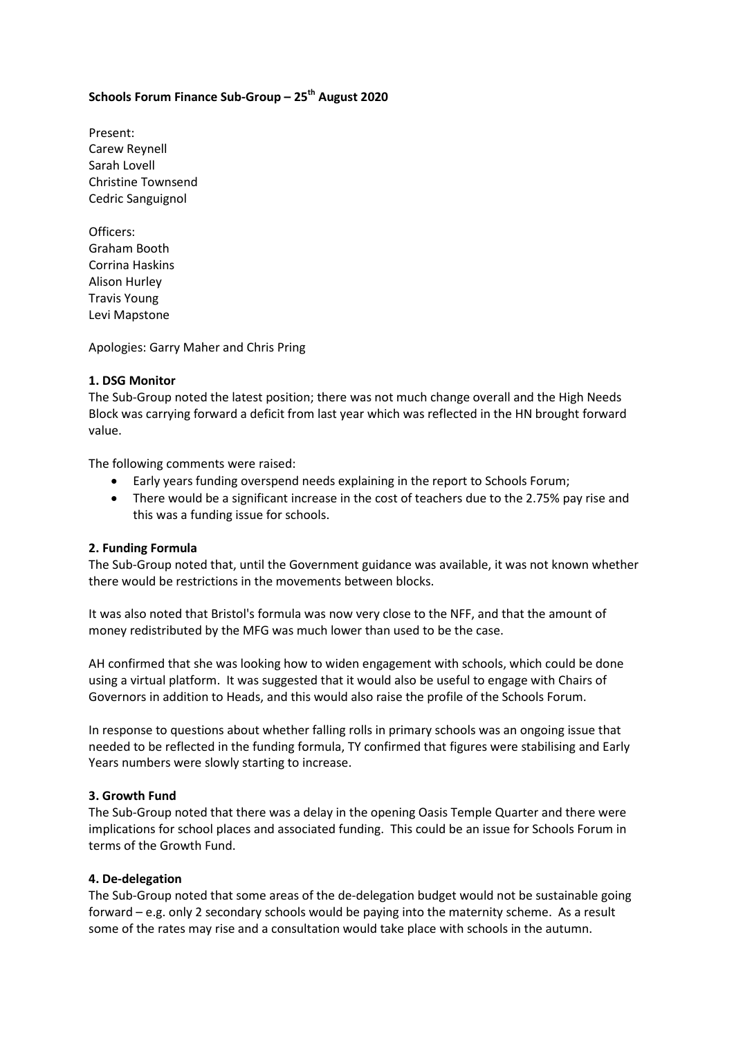**Schools Forum Finance Sub-Group – 25th August 2020**

Present:
Carew Reynell
Sarah Lovell
Christine Townsend
Cedric Sanguignol

Officers:
Graham Booth
Corrina Haskins
Alison Hurley
Travis Young
Levi Mapstone

Apologies: Garry Maher and Chris Pring

**1. DSG Monitor**

The Sub-Group noted the latest position; there was not much change overall and the High Needs Block was carrying forward a deficit from last year which was reflected in the HN brought forward value.

The following comments were raised:

- Early years funding overspend needs explaining in the report to Schools Forum;
- There would be a significant increase in the cost of teachers due to the 2.75% pay rise and this was a funding issue for schools.

**2. Funding Formula**

The Sub-Group noted that, until the Government guidance was available, it was not known whether there would be restrictions in the movements between blocks.

It was also noted that Bristol's formula was now very close to the NFF, and that the amount of money redistributed by the MFG was much lower than used to be the case.

AH confirmed that she was looking how to widen engagement with schools, which could be done using a virtual platform. It was suggested that it would also be useful to engage with Chairs of Governors in addition to Heads, and this would also raise the profile of the Schools Forum.

In response to questions about whether falling rolls in primary schools was an ongoing issue that needed to be reflected in the funding formula, TY confirmed that figures were stabilising and Early Years numbers were slowly starting to increase.

**3. Growth Fund**

The Sub-Group noted that there was a delay in the opening Oasis Temple Quarter and there were implications for school places and associated funding. This could be an issue for Schools Forum in terms of the Growth Fund.

**4. De-delegation**

The Sub-Group noted that some areas of the de-delegation budget would not be sustainable going forward – e.g. only 2 secondary schools would be paying into the maternity scheme. As a result some of the rates may rise and a consultation would take place with schools in the autumn.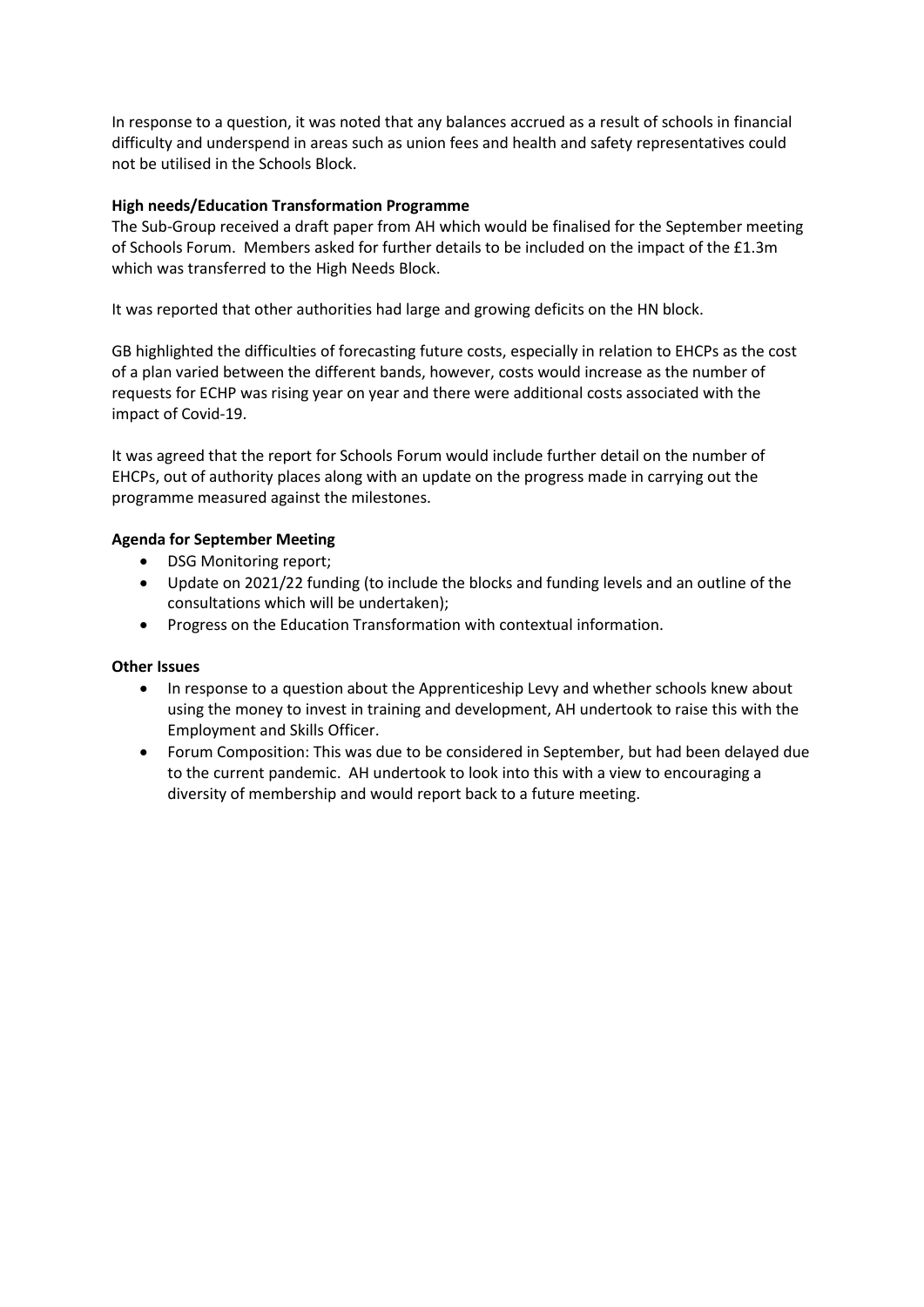In response to a question, it was noted that any balances accrued as a result of schools in financial difficulty and underspend in areas such as union fees and health and safety representatives could not be utilised in the Schools Block.

**High needs/Education Transformation Programme**

The Sub-Group received a draft paper from AH which would be finalised for the September meeting of Schools Forum. Members asked for further details to be included on the impact of the £1.3m which was transferred to the High Needs Block.

It was reported that other authorities had large and growing deficits on the HN block.

GB highlighted the difficulties of forecasting future costs, especially in relation to EHCPs as the cost of a plan varied between the different bands, however, costs would increase as the number of requests for ECHP was rising year on year and there were additional costs associated with the impact of Covid-19.

It was agreed that the report for Schools Forum would include further detail on the number of EHCPs, out of authority places along with an update on the progress made in carrying out the programme measured against the milestones.

**Agenda for September Meeting**

- DSG Monitoring report;
- Update on 2021/22 funding (to include the blocks and funding levels and an outline of the consultations which will be undertaken);
- Progress on the Education Transformation with contextual information.

**Other Issues**

- In response to a question about the Apprenticeship Levy and whether schools knew about using the money to invest in training and development, AH undertook to raise this with the Employment and Skills Officer.
- Forum Composition: This was due to be considered in September, but had been delayed due to the current pandemic. AH undertook to look into this with a view to encouraging a diversity of membership and would report back to a future meeting.